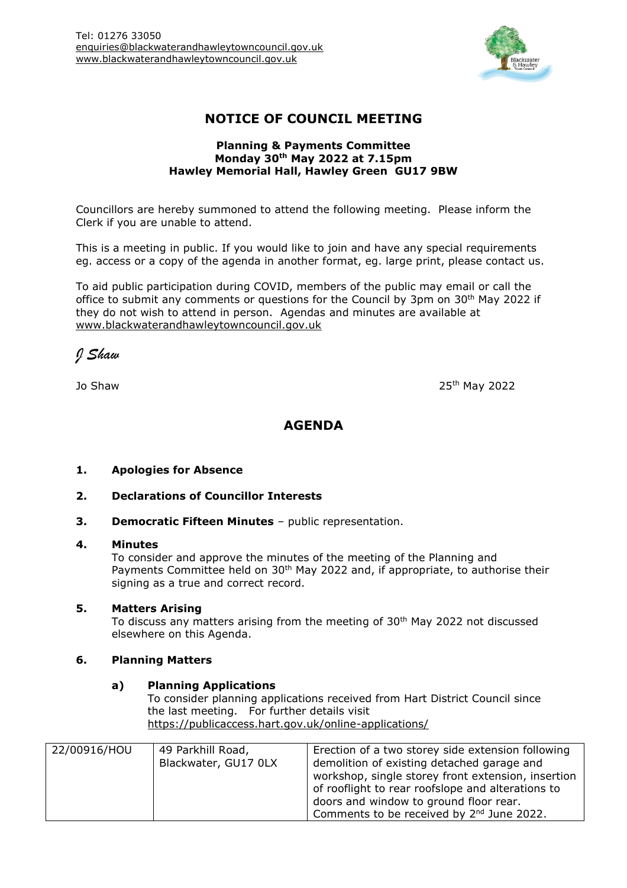Tel: 01276 33050
enquiries@blackwaterandhawleytowncouncil.gov.uk
www.blackwaterandhawleytowncouncil.gov.uk

# NOTICE OF COUNCIL MEETING

**Planning & Payments Committee**
**Monday 30th May 2022 at 7.15pm**
**Hawley Memorial Hall, Hawley Green GU17 9BW**

Councillors are hereby summoned to attend the following meeting. Please inform the Clerk if you are unable to attend.

This is a meeting in public. If you would like to join and have any special requirements eg. access or a copy of the agenda in another format, eg. large print, please contact us.

To aid public participation during COVID, members of the public may email or call the office to submit any comments or questions for the Council by 3pm on 30th May 2022 if they do not wish to attend in person. Agendas and minutes are available at www.blackwaterandhawleytowncouncil.gov.uk

*J Shaw*

Jo Shaw

25th May 2022

## AGENDA

**1. Apologies for Absence**

**2. Declarations of Councillor Interests**

**3. Democratic Fifteen Minutes** – public representation.

**4. Minutes**

To consider and approve the minutes of the meeting of the Planning and Payments Committee held on 30th May 2022 and, if appropriate, to authorise their signing as a true and correct record.

**5. Matters Arising**

To discuss any matters arising from the meeting of 30th May 2022 not discussed elsewhere on this Agenda.

**6. Planning Matters**

**a) Planning Applications**

To consider planning applications received from Hart District Council since the last meeting. For further details visit https://publicaccess.hart.gov.uk/online-applications/

| | | |
|---|---|---|
| 22/00916/HOU | 49 Parkhill Road, Blackwater, GU17 0LX | Erection of a two storey side extension following demolition of existing detached garage and workshop, single storey front extension, insertion of rooflight to rear roofslope and alterations to doors and window to ground floor rear. Comments to be received by 2nd June 2022. |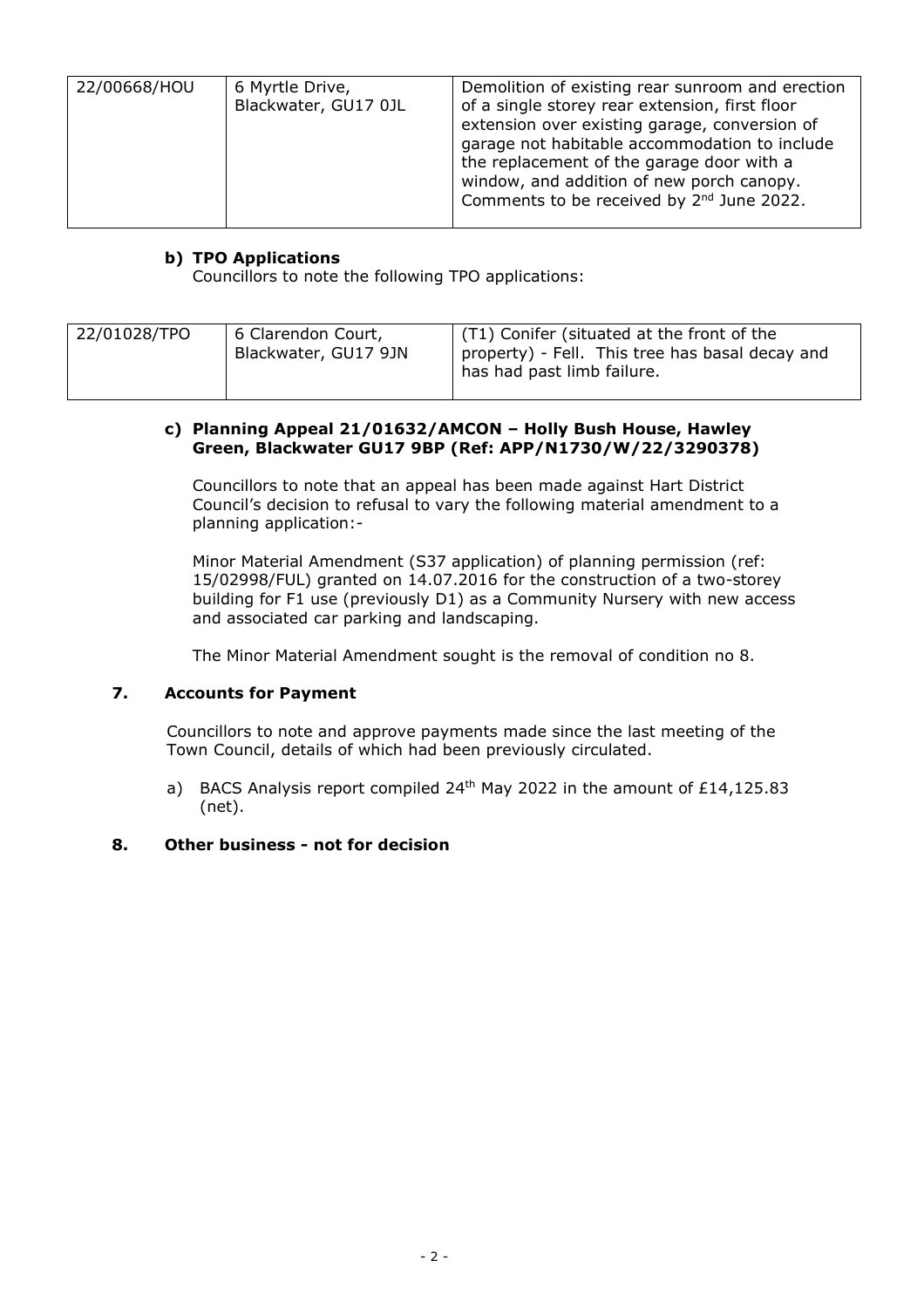| | | |
|---|---|---|
| 22/00668/HOU | 6 Myrtle Drive, Blackwater, GU17 0JL | Demolition of existing rear sunroom and erection of a single storey rear extension, first floor extension over existing garage, conversion of garage not habitable accommodation to include the replacement of the garage door with a window, and addition of new porch canopy. Comments to be received by 2nd June 2022. |

**b) TPO Applications**

Councillors to note the following TPO applications:

| | | |
|---|---|---|
| 22/01028/TPO | 6 Clarendon Court, Blackwater, GU17 9JN | (T1) Conifer (situated at the front of the property) - Fell. This tree has basal decay and has had past limb failure. |

**c) Planning Appeal 21/01632/AMCON – Holly Bush House, Hawley Green, Blackwater GU17 9BP (Ref: APP/N1730/W/22/3290378)**

Councillors to note that an appeal has been made against Hart District Council's decision to refusal to vary the following material amendment to a planning application:-

Minor Material Amendment (S37 application) of planning permission (ref: 15/02998/FUL) granted on 14.07.2016 for the construction of a two-storey building for F1 use (previously D1) as a Community Nursery with new access and associated car parking and landscaping.

The Minor Material Amendment sought is the removal of condition no 8.

## 7. Accounts for Payment

Councillors to note and approve payments made since the last meeting of the Town Council, details of which had been previously circulated.

a) BACS Analysis report compiled 24th May 2022 in the amount of £14,125.83 (net).

## 8. Other business - not for decision